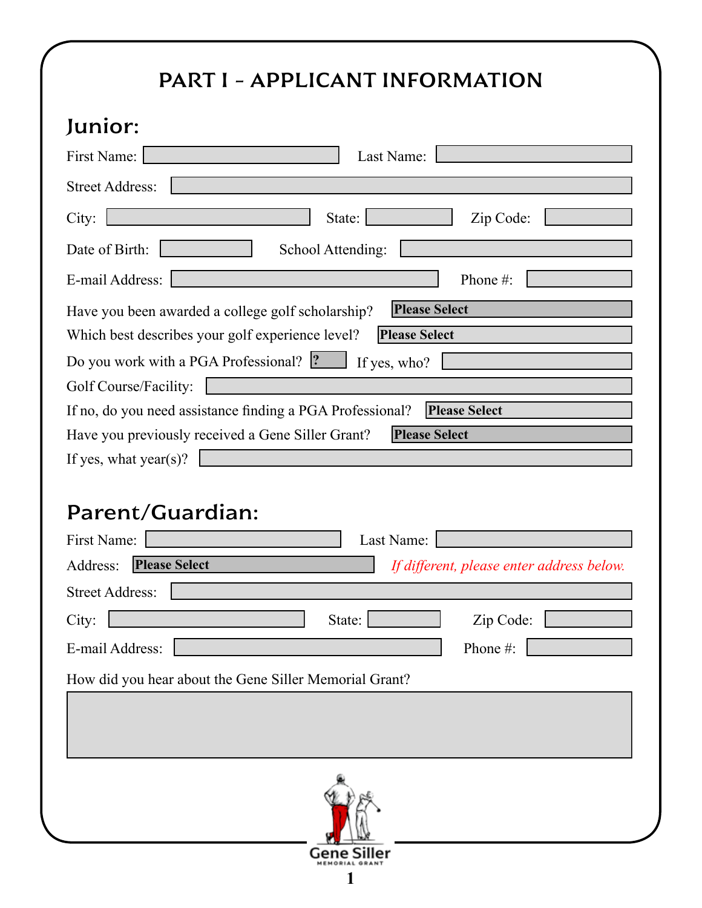# PART I – APPLICANT INFORMATION

## Junior:

First Name: ______ Last Name: ______

Street Address: ______

City: ______ State: ______ Zip Code: ______

Date of Birth: ______ School Attending: ______

E-mail Address: ______ Phone #: ______

Have you been awarded a college golf scholarship? **Please Select**

Which best describes your golf experience level? **Please Select**

Do you work with a PGA Professional? **?** If yes, who? ______

Golf Course/Facility: ______

If no, do you need assistance finding a PGA Professional? **Please Select**

Have you previously received a Gene Siller Grant? **Please Select**

If yes, what year(s)? ______

## Parent/Guardian:

First Name: ______ Last Name: ______

Address: **Please Select** *If different, please enter address below.*

Street Address: ______

City: ______ State: ______ Zip Code: ______

E-mail Address: ______ Phone #: ______

How did you hear about the Gene Siller Memorial Grant?

______

Gene Siller
MEMORIAL GRANT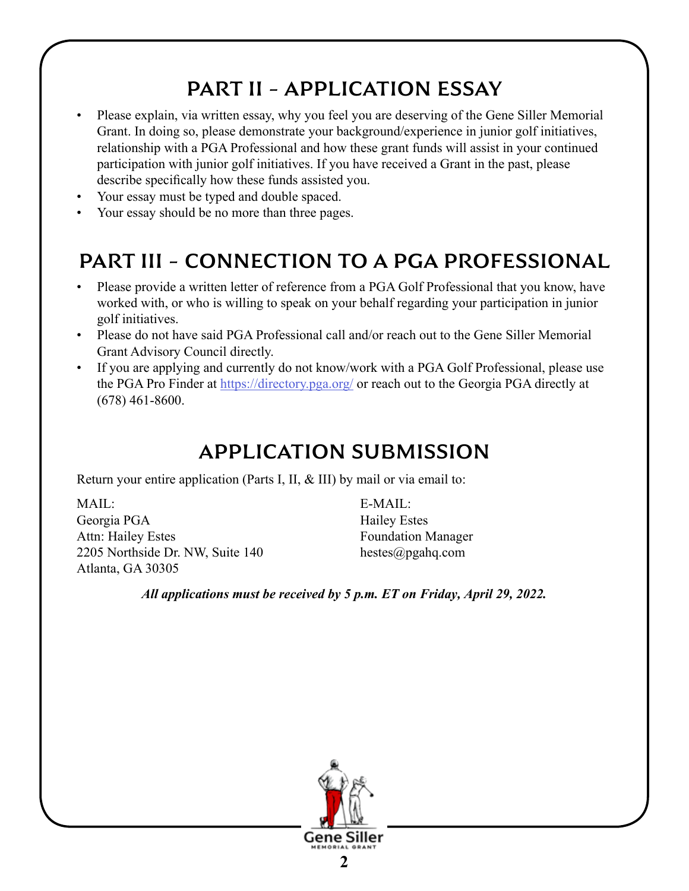## PART II – APPLICATION ESSAY

- Please explain, via written essay, why you feel you are deserving of the Gene Siller Memorial Grant. In doing so, please demonstrate your background/experience in junior golf initiatives, relationship with a PGA Professional and how these grant funds will assist in your continued participation with junior golf initiatives. If you have received a Grant in the past, please describe specifically how these funds assisted you.
- Your essay must be typed and double spaced.
- Your essay should be no more than three pages.

## PART III – CONNECTION TO A PGA PROFESSIONAL

- Please provide a written letter of reference from a PGA Golf Professional that you know, have worked with, or who is willing to speak on your behalf regarding your participation in junior golf initiatives.
- Please do not have said PGA Professional call and/or reach out to the Gene Siller Memorial Grant Advisory Council directly.
- If you are applying and currently do not know/work with a PGA Golf Professional, please use the PGA Pro Finder at [https://directory.pga.org/](https://directory.pga.org/) or reach out to the Georgia PGA directly at (678) 461-8600.

## APPLICATION SUBMISSION

Return your entire application (Parts I, II, & III) by mail or via email to:

MAIL:
Georgia PGA
Attn: Hailey Estes
2205 Northside Dr. NW, Suite 140
Atlanta, GA 30305

E-MAIL:
Hailey Estes
Foundation Manager
hestes@pgahq.com

***All applications must be received by 5 p.m. ET on Friday, April 29, 2022.***

Gene Siller
MEMORIAL GRANT